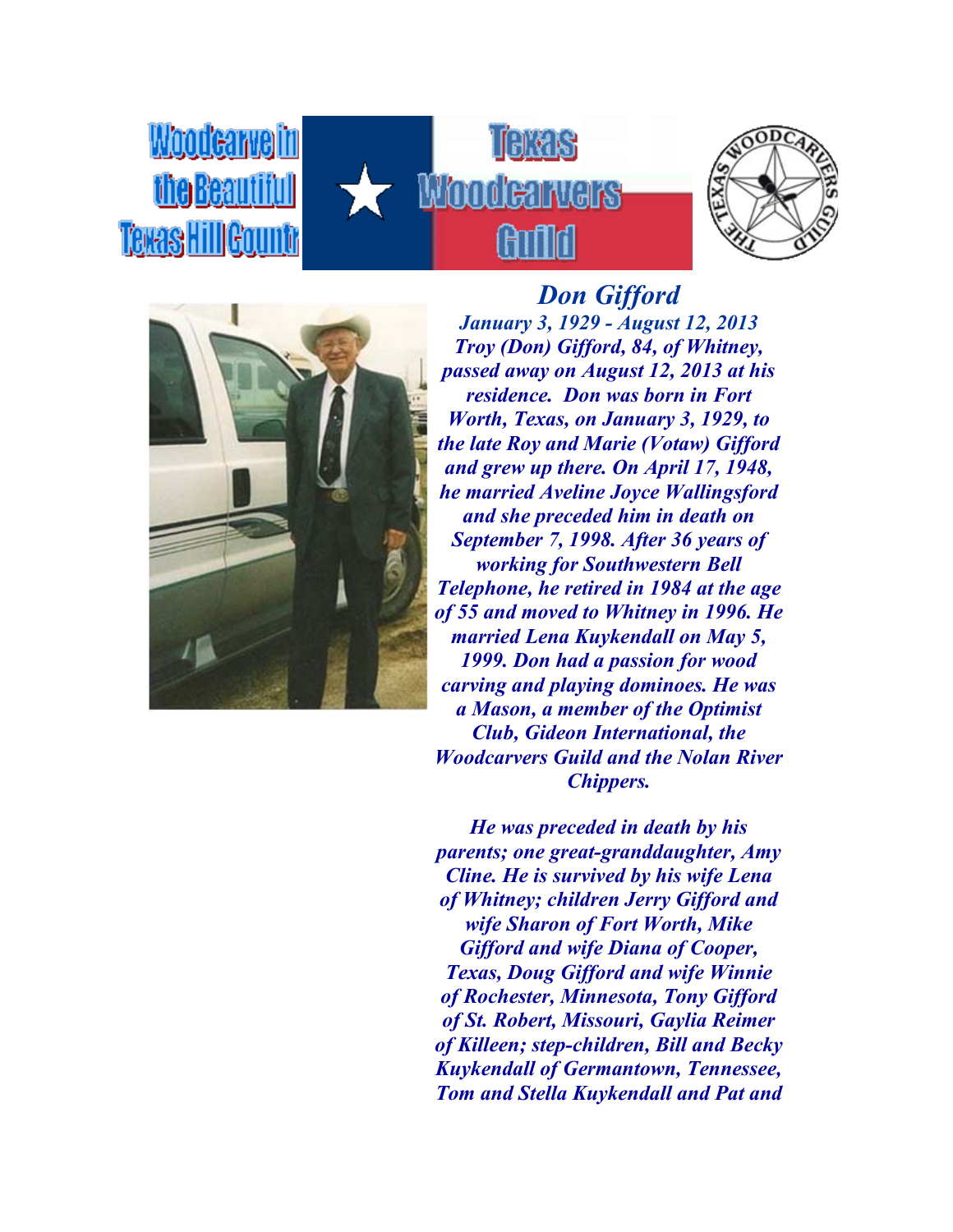Woodcarve in the Beautiful Texas Hill Countr

Texas Woodcarvers Guild

## *Don Gifford*

***January 3, 1929 - August 12, 2013***

***Troy (Don) Gifford, 84, of Whitney, passed away on August 12, 2013 at his residence. Don was born in Fort Worth, Texas, on January 3, 1929, to the late Roy and Marie (Votaw) Gifford and grew up there. On April 17, 1948, he married Aveline Joyce Wallingsford and she preceded him in death on September 7, 1998. After 36 years of working for Southwestern Bell Telephone, he retired in 1984 at the age of 55 and moved to Whitney in 1996. He married Lena Kuykendall on May 5, 1999. Don had a passion for wood carving and playing dominoes. He was a Mason, a member of the Optimist Club, Gideon International, the Woodcarvers Guild and the Nolan River Chippers.***

***He was preceded in death by his parents; one great-granddaughter, Amy Cline. He is survived by his wife Lena of Whitney; children Jerry Gifford and wife Sharon of Fort Worth, Mike Gifford and wife Diana of Cooper, Texas, Doug Gifford and wife Winnie of Rochester, Minnesota, Tony Gifford of St. Robert, Missouri, Gaylia Reimer of Killeen; step-children, Bill and Becky Kuykendall of Germantown, Tennessee, Tom and Stella Kuykendall and Pat and***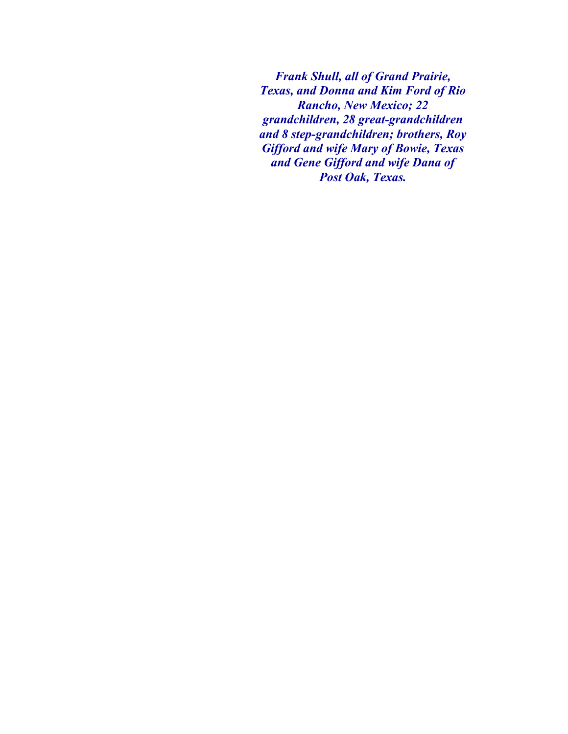***Frank Shull, all of Grand Prairie, Texas, and Donna and Kim Ford of Rio Rancho, New Mexico; 22 grandchildren, 28 great-grandchildren and 8 step-grandchildren; brothers, Roy Gifford and wife Mary of Bowie, Texas and Gene Gifford and wife Dana of Post Oak, Texas.***